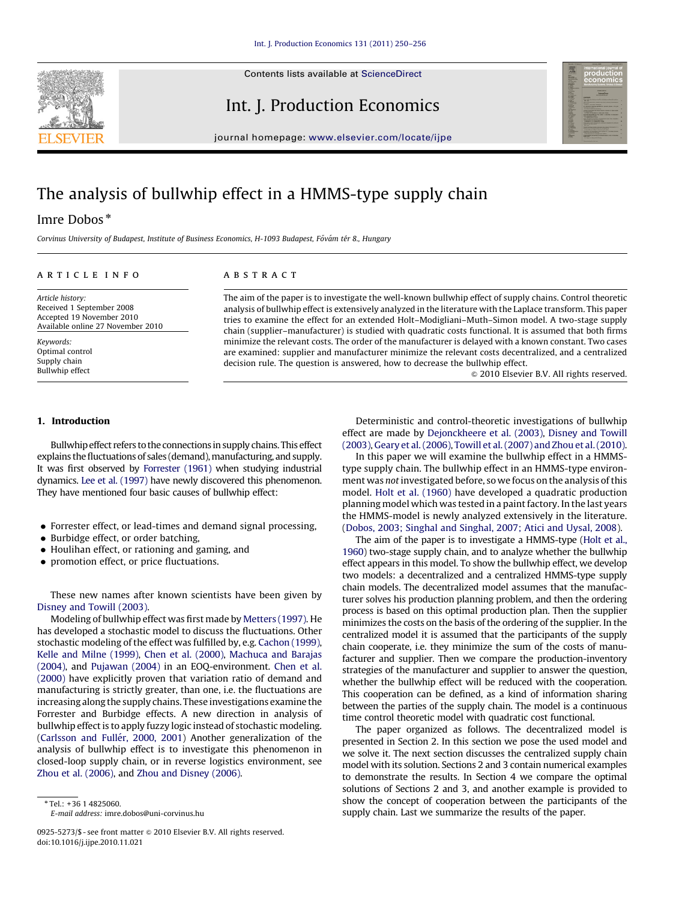# The analysis of bullwhip effect in a HMMS-type supply chain

Imre Dobos *

*Corvinus University of Budapest, Institute of Business Economics, H-1093 Budapest, Fővám tér 8., Hungary*

**ARTICLE INFO**

*Article history:*
Received 1 September 2008
Accepted 19 November 2010
Available online 27 November 2010

*Keywords:*
Optimal control
Supply chain
Bullwhip effect

**ABSTRACT**

The aim of the paper is to investigate the well-known bullwhip effect of supply chains. Control theoretic analysis of bullwhip effect is extensively analyzed in the literature with the Laplace transform. This paper tries to examine the effect for an extended Holt–Modigliani–Muth–Simon model. A two-stage supply chain (supplier–manufacturer) is studied with quadratic costs functional. It is assumed that both firms minimize the relevant costs. The order of the manufacturer is delayed with a known constant. Two cases are examined: supplier and manufacturer minimize the relevant costs decentralized, and a centralized decision rule. The question is answered, how to decrease the bullwhip effect.

© 2010 Elsevier B.V. All rights reserved.

## 1. Introduction

Bullwhip effect refers to the connections in supply chains. This effect explains the fluctuations of sales (demand), manufacturing, and supply. It was first observed by Forrester (1961) when studying industrial dynamics. Lee et al. (1997) have newly discovered this phenomenon. They have mentioned four basic causes of bullwhip effect:

- Forrester effect, or lead-times and demand signal processing,
- Burbidge effect, or order batching,
- Houlihan effect, or rationing and gaming, and
- promotion effect, or price fluctuations.

These new names after known scientists have been given by Disney and Towill (2003).

Modeling of bullwhip effect was first made by Metters (1997). He has developed a stochastic model to discuss the fluctuations. Other stochastic modeling of the effect was fulfilled by, e.g. Cachon (1999), Kelle and Milne (1999), Chen et al. (2000), Machuca and Barajas (2004), and Pujawan (2004) in an EOQ-environment. Chen et al. (2000) have explicitly proven that variation ratio of demand and manufacturing is strictly greater, than one, i.e. the fluctuations are increasing along the supply chains. These investigations examine the Forrester and Burbidge effects. A new direction in analysis of bullwhip effect is to apply fuzzy logic instead of stochastic modeling. (Carlsson and Fullér, 2000, 2001) Another generalization of the analysis of bullwhip effect is to investigate this phenomenon in closed-loop supply chain, or in reverse logistics environment, see Zhou et al. (2006), and Zhou and Disney (2006).

Deterministic and control-theoretic investigations of bullwhip effect are made by Dejonckheere et al. (2003), Disney and Towill (2003), Geary et al. (2006), Towill et al. (2007) and Zhou et al. (2010).

In this paper we will examine the bullwhip effect in a HMMS-type supply chain. The bullwhip effect in an HMMS-type environment was *not* investigated before, so we focus on the analysis of this model. Holt et al. (1960) have developed a quadratic production planning model which was tested in a paint factory. In the last years the HMMS-model is newly analyzed extensively in the literature. (Dobos, 2003; Singhal and Singhal, 2007; Atici and Uysal, 2008).

The aim of the paper is to investigate a HMMS-type (Holt et al., 1960) two-stage supply chain, and to analyze whether the bullwhip effect appears in this model. To show the bullwhip effect, we develop two models: a decentralized and a centralized HMMS-type supply chain models. The decentralized model assumes that the manufacturer solves his production planning problem, and then the ordering process is based on this optimal production plan. Then the supplier minimizes the costs on the basis of the ordering of the supplier. In the centralized model it is assumed that the participants of the supply chain cooperate, i.e. they minimize the sum of the costs of manufacturer and supplier. Then we compare the production-inventory strategies of the manufacturer and supplier to answer the question, whether the bullwhip effect will be reduced with the cooperation. This cooperation can be defined, as a kind of information sharing between the parties of the supply chain. The model is a continuous time control theoretic model with quadratic cost functional.

The paper organized as follows. The decentralized model is presented in Section 2. In this section we pose the used model and we solve it. The next section discusses the centralized supply chain model with its solution. Sections 2 and 3 contain numerical examples to demonstrate the results. In Section 4 we compare the optimal solutions of Sections 2 and 3, and another example is provided to show the concept of cooperation between the participants of the supply chain. Last we summarize the results of the paper.

---

\* Tel.: +36 1 4825060.
*E-mail address:* imre.dobos@uni-corvinus.hu

0925-5273/$ - see front matter © 2010 Elsevier B.V. All rights reserved.
doi:10.1016/j.ijpe.2010.11.021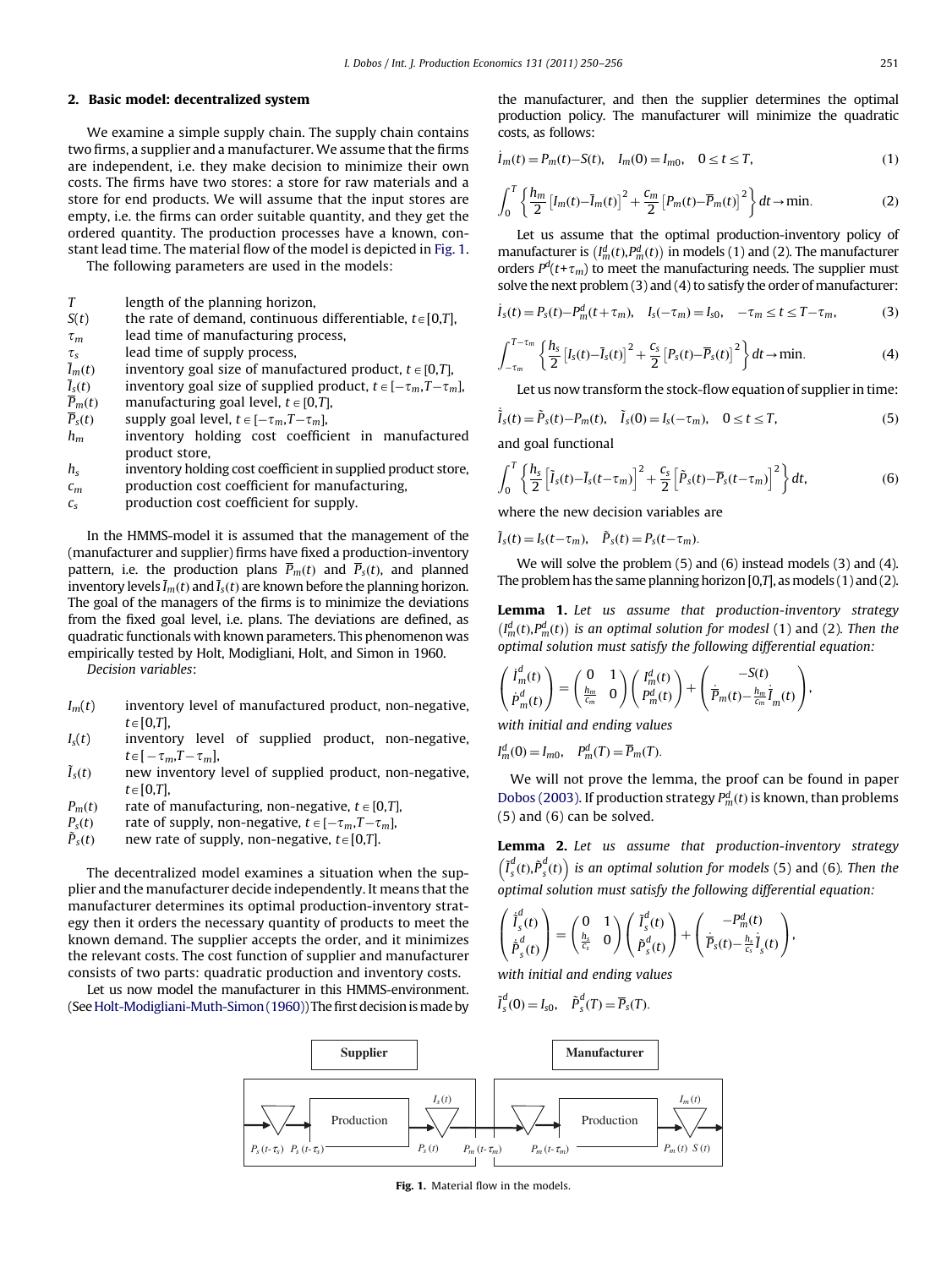## 2. Basic model: decentralized system

We examine a simple supply chain. The supply chain contains two firms, a supplier and a manufacturer. We assume that the firms are independent, i.e. they make decision to minimize their own costs. The firms have two stores: a store for raw materials and a store for end products. We will assume that the input stores are empty, i.e. the firms can order suitable quantity, and they get the ordered quantity. The production processes have a known, constant lead time. The material flow of the model is depicted in Fig. 1.

The following parameters are used in the models:

- $T$ — length of the planning horizon,
- $S(t)$ — the rate of demand, continuous differentiable, $t\in[0,T]$,
- $\tau_m$ — lead time of manufacturing process,
- $\tau_s$ — lead time of supply process,
- $\bar{I}_m(t)$ — inventory goal size of manufactured product, $t\in[0,T]$,
- $\bar{I}_s(t)$ — inventory goal size of supplied product, $t\in[-\tau_m,T-\tau_m]$,
- $\bar{P}_m(t)$ — manufacturing goal level, $t\in[0,T]$,
- $\bar{P}_s(t)$ — supply goal level, $t\in[-\tau_m,T-\tau_m]$,
- $h_m$ — inventory holding cost coefficient in manufactured product store,
- $h_s$ — inventory holding cost coefficient in supplied product store,
- $c_m$ — production cost coefficient for manufacturing,
- $c_s$ — production cost coefficient for supply.

In the HMMS-model it is assumed that the management of the (manufacturer and supplier) firms have fixed a production-inventory pattern, i.e. the production plans $\bar{P}_m(t)$ and $\bar{P}_s(t)$, and planned inventory levels $\bar{I}_m(t)$ and $\bar{I}_s(t)$ are known before the planning horizon. The goal of the managers of the firms is to minimize the deviations from the fixed goal level, i.e. plans. The deviations are defined, as quadratic functionals with known parameters. This phenomenon was empirically tested by Holt, Modigliani, Holt, and Simon in 1960.

*Decision variables*:

- $I_m(t)$ — inventory level of manufactured product, non-negative, $t\in[0,T]$,
- $I_s(t)$ — inventory level of supplied product, non-negative, $t\in[-\tau_m,T-\tau_m]$,
- $\tilde{I}_s(t)$ — new inventory level of supplied product, non-negative, $t\in[0,T]$,
- $P_m(t)$ — rate of manufacturing, non-negative, $t\in[0,T]$,
- $P_s(t)$ — rate of supply, non-negative, $t\in[-\tau_m,T-\tau_m]$,
- $\tilde{P}_s(t)$ — new rate of supply, non-negative, $t\in[0,T]$.

The decentralized model examines a situation when the supplier and the manufacturer decide independently. It means that the manufacturer determines its optimal production-inventory strategy then it orders the necessary quantity of products to meet the known demand. The supplier accepts the order, and it minimizes the relevant costs. The cost function of supplier and manufacturer consists of two parts: quadratic production and inventory costs.

Let us now model the manufacturer in this HMMS-environment. (See Holt-Modigliani-Muth-Simon (1960)) The first decision is made by the manufacturer, and then the supplier determines the optimal production policy. The manufacturer will minimize the quadratic costs, as follows:

$$\dot{I}_m(t)=P_m(t)-S(t),\quad I_m(0)=I_{m0},\quad 0\le t\le T, \tag{1}$$

$$\int_0^T \left\{\frac{h_m}{2}\left[I_m(t)-\bar{I}_m(t)\right]^2+\frac{c_m}{2}\left[P_m(t)-\bar{P}_m(t)\right]^2\right\}dt\to\min. \tag{2}$$

Let us assume that the optimal production-inventory policy of manufacturer is $(I_m^d(t),P_m^d(t))$ in models (1) and (2). The manufacturer orders $P^d(t+\tau_m)$ to meet the manufacturing needs. The supplier must solve the next problem (3) and (4) to satisfy the order of manufacturer:

$$\dot{I}_s(t)=P_s(t)-P_m^d(t+\tau_m),\quad I_s(-\tau_m)=I_{s0},\quad -\tau_m\le t\le T-\tau_m, \tag{3}$$

$$\int_{-\tau_m}^{T-\tau_m} \left\{\frac{h_s}{2}\left[I_s(t)-\bar{I}_s(t)\right]^2+\frac{c_s}{2}\left[P_s(t)-\bar{P}_s(t)\right]^2\right\}dt\to\min. \tag{4}$$

Let us now transform the stock-flow equation of supplier in time:

$$\dot{\tilde{I}}_s(t)=\tilde{P}_s(t)-P_m(t),\quad \tilde{I}_s(0)=I_s(-\tau_m),\quad 0\le t\le T, \tag{5}$$

and goal functional

$$\int_0^T \left\{\frac{h_s}{2}\left[\tilde{I}_s(t)-\bar{I}_s(t-\tau_m)\right]^2+\frac{c_s}{2}\left[\tilde{P}_s(t)-\bar{P}_s(t-\tau_m)\right]^2\right\}dt, \tag{6}$$

where the new decision variables are

$$\tilde{I}_s(t)=I_s(t-\tau_m),\quad \tilde{P}_s(t)=P_s(t-\tau_m).$$

We will solve the problem (5) and (6) instead models (3) and (4). The problem has the same planning horizon $[0,T]$, as models (1) and (2).

**Lemma 1.** *Let us assume that production-inventory strategy $(I_m^d(t),P_m^d(t))$ is an optimal solution for modesl (1) and (2). Then the optimal solution must satisfy the following differential equation:*

$$\begin{pmatrix}\dot{I}_m^d(t)\\ \dot{P}_m^d(t)\end{pmatrix}=\begin{pmatrix}0 & 1\\ \frac{h_m}{c_m} & 0\end{pmatrix}\begin{pmatrix}I_m^d(t)\\ P_m^d(t)\end{pmatrix}+\begin{pmatrix}-S(t)\\ \dot{\bar{P}}_m(t)-\frac{h_m}{c_m}\bar{I}_m(t)\end{pmatrix},$$

*with initial and ending values*

$$I_m^d(0)=I_{m0},\quad P_m^d(T)=\bar{P}_m(T).$$

We will not prove the lemma, the proof can be found in paper Dobos (2003). If production strategy $P_m^d(t)$ is known, than problems (5) and (6) can be solved.

**Lemma 2.** *Let us assume that production-inventory strategy $\left(\tilde{I}_s^d(t),\tilde{P}_s^d(t)\right)$ is an optimal solution for models (5) and (6). Then the optimal solution must satisfy the following differential equation:*

$$\begin{pmatrix}\dot{\tilde{I}}_s^d(t)\\ \dot{\tilde{P}}_s^d(t)\end{pmatrix}=\begin{pmatrix}0 & 1\\ \frac{h_s}{c_s} & 0\end{pmatrix}\begin{pmatrix}\tilde{I}_s^d(t)\\ \tilde{P}_s^d(t)\end{pmatrix}+\begin{pmatrix}-P_m^d(t)\\ \dot{\bar{P}}_s(t)-\frac{h_s}{c_s}\bar{I}_s(t)\end{pmatrix},$$

*with initial and ending values*

$$\tilde{I}_s^d(0)=I_{s0},\quad \tilde{P}_s^d(T)=\bar{P}_s(T).$$

**Fig. 1.** Material flow in the models.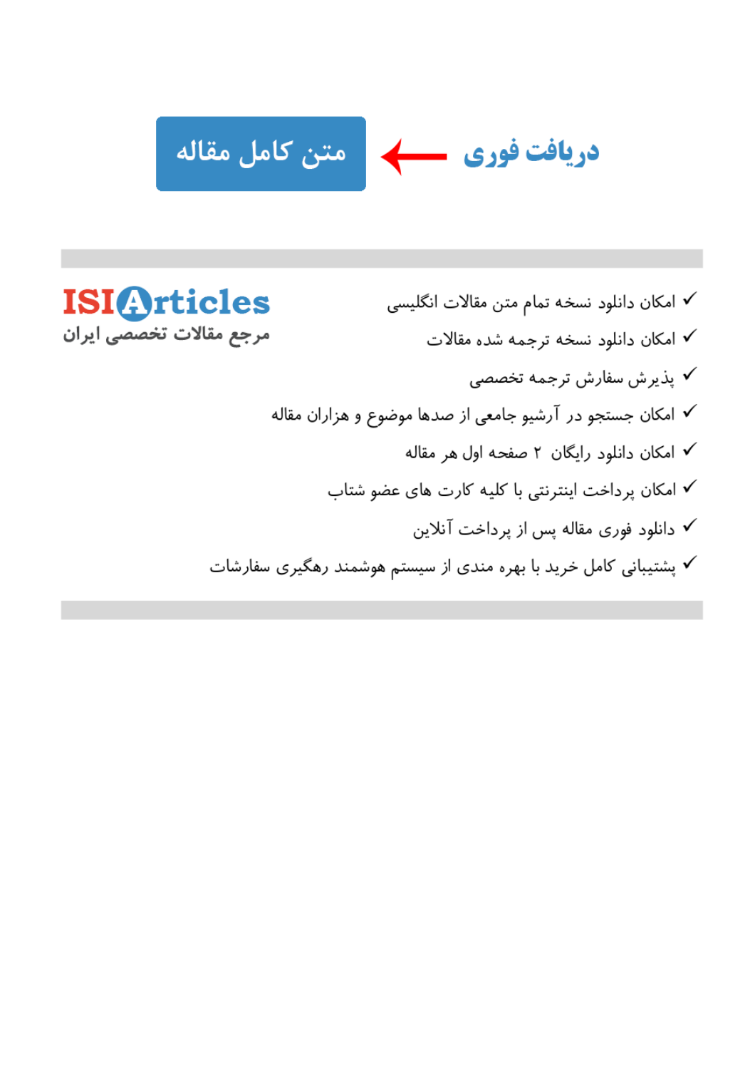دریافت فوری ← **متن کامل مقاله**

**ISIArticles**
مرجع مقالات تخصصی ایران

- ✓ امکان دانلود نسخه تمام متن مقالات انگلیسی
- ✓ امکان دانلود نسخه ترجمه شده مقالات
- ✓ پذیرش سفارش ترجمه تخصصی
- ✓ امکان جستجو در آرشیو جامعی از صدها موضوع و هزاران مقاله
- ✓ امکان دانلود رایگان ۲ صفحه اول هر مقاله
- ✓ امکان پرداخت اینترنتی با کلیه کارت های عضو شتاب
- ✓ دانلود فوری مقاله پس از پرداخت آنلاین
- ✓ پشتیبانی کامل خرید با بهره مندی از سیستم هوشمند رهگیری سفارشات